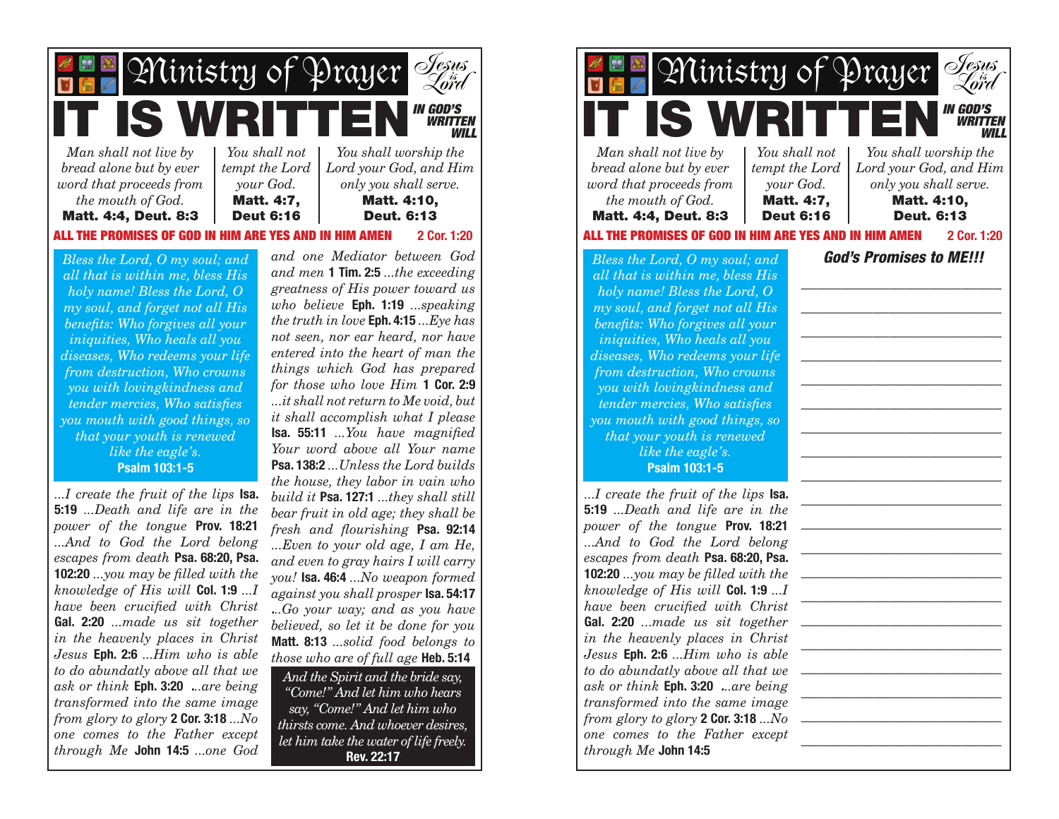# Ministry of Prayer

*Jesus is Lord*

# IT IS WRITTEN

***IN GOD'S WRITTEN WILL***

*Man shall not live by bread alone but by ever word that proceeds from the mouth of God.* **Matt. 4:4, Deut. 8:3**

*You shall not tempt the Lord your God.* **Matt. 4:7, Deut 6:16**

*You shall worship the Lord your God, and Him only you shall serve.* **Matt. 4:10, Deut. 6:13**

**ALL THE PROMISES OF GOD IN HIM ARE YES AND IN HIM AMEN** **2 Cor. 1:20**

*Bless the Lord, O my soul; and all that is within me, bless His holy name! Bless the Lord, O my soul, and forget not all His benefits: Who forgives all your iniquities, Who heals all you diseases, Who redeems your life from destruction, Who crowns you with lovingkindness and tender mercies, Who satisfies you mouth with good things, so that your youth is renewed like the eagle's.*
**Psalm 103:1-5**

*...I create the fruit of the lips* **Isa. 5:19** *...Death and life are in the power of the tongue* **Prov. 18:21** *...And to God the Lord belong escapes from death* **Psa. 68:20, Psa. 102:20** *...you may be filled with the knowledge of His will* **Col. 1:9** *...I have been crucified with Christ* **Gal. 2:20** *...made us sit together in the heavenly places in Christ Jesus* **Eph. 2:6** *...Him who is able to do abundatly above all that we ask or think* **Eph. 3:20** *...are being transformed into the same image from glory to glory* **2 Cor. 3:18** *...No one comes to the Father except through Me* **John 14:5** *...one God and one Mediator between God and men* **1 Tim. 2:5** *...the exceeding greatness of His power toward us who believe* **Eph. 1:19** *...speaking the truth in love* **Eph. 4:15** *...Eye has not seen, nor ear heard, nor have entered into the heart of man the things which God has prepared for those who love Him* **1 Cor. 2:9** *...it shall not return to Me void, but it shall accomplish what I please* **Isa. 55:11** *...You have magnified Your word above all Your name* **Psa. 138:2** *...Unless the Lord builds the house, they labor in vain who build it* **Psa. 127:1** *...they shall still bear fruit in old age; they shall be fresh and flourishing* **Psa. 92:14** *...Even to your old age, I am He, and even to gray hairs I will carry you!* **Isa. 46:4** *...No weapon formed against you shall prosper* **Isa. 54:17** *...Go your way; and as you have believed, so let it be done for you* **Matt. 8:13** *...solid food belongs to those who are of full age* **Heb. 5:14**

*And the Spirit and the bride say, "Come!" And let him who hears say, "Come!" And let him who thirsts come. And whoever desires, let him take the water of life freely.*
**Rev. 22:17**

---

# Ministry of Prayer

*Jesus is Lord*

# IT IS WRITTEN

***IN GOD'S WRITTEN WILL***

*Man shall not live by bread alone but by ever word that proceeds from the mouth of God.* **Matt. 4:4, Deut. 8:3**

*You shall not tempt the Lord your God.* **Matt. 4:7, Deut 6:16**

*You shall worship the Lord your God, and Him only you shall serve.* **Matt. 4:10, Deut. 6:13**

**ALL THE PROMISES OF GOD IN HIM ARE YES AND IN HIM AMEN** **2 Cor. 1:20**

*Bless the Lord, O my soul; and all that is within me, bless His holy name! Bless the Lord, O my soul, and forget not all His benefits: Who forgives all your iniquities, Who heals all you diseases, Who redeems your life from destruction, Who crowns you with lovingkindness and tender mercies, Who satisfies you mouth with good things, so that your youth is renewed like the eagle's.*
**Psalm 103:1-5**

*...I create the fruit of the lips* **Isa. 5:19** *...Death and life are in the power of the tongue* **Prov. 18:21** *...And to God the Lord belong escapes from death* **Psa. 68:20, Psa. 102:20** *...you may be filled with the knowledge of His will* **Col. 1:9** *...I have been crucified with Christ* **Gal. 2:20** *...made us sit together in the heavenly places in Christ Jesus* **Eph. 2:6** *...Him who is able to do abundatly above all that we ask or think* **Eph. 3:20** *...are being transformed into the same image from glory to glory* **2 Cor. 3:18** *...No one comes to the Father except through Me* **John 14:5**

***God's Promises to ME!!!***

______________________________

______________________________

______________________________

______________________________

______________________________

______________________________

______________________________

______________________________

______________________________

______________________________

______________________________

______________________________

______________________________

______________________________

______________________________

______________________________

______________________________

______________________________

______________________________

______________________________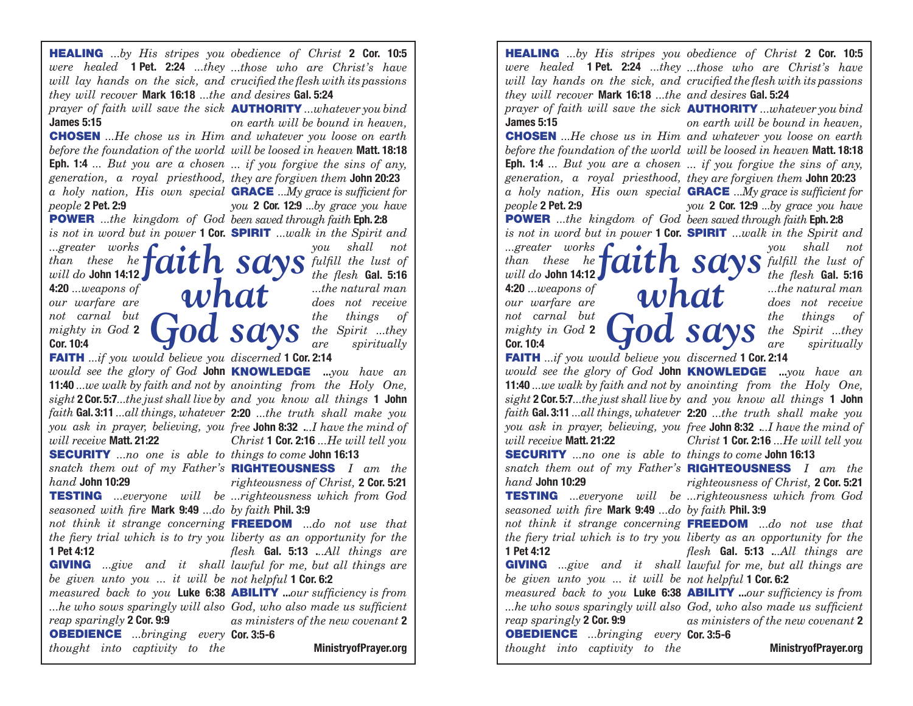# faith says what God says

**HEALING** *...by His stripes you were healed* **1 Pet. 2:24** *...they will lay hands on the sick, and they will recover* **Mark 16:18** *...the prayer of faith will save the sick* **James 5:15**

**CHOSEN** *...He chose us in Him before the foundation of the world* **Eph. 1:4** *... But you are a chosen generation, a royal priesthood, a holy nation, His own special people* **2 Pet. 2:9**

**POWER** *...the kingdom of God is not in word but in power* **1 Cor. 4:20** *...greater works than these he will do* **John 14:12** *...weapons of our warfare are not carnal but mighty in God* **2 Cor. 10:4**

**FAITH** *...if you would believe you would see the glory of God* **John 11:40** *...we walk by faith and not by sight* **2 Cor. 5:7** *...the just shall live by faith* **Gal. 3:11** *...all things, whatever you ask in prayer, believing, you will receive* **Matt. 21:22**

**SECURITY** *...no one is able to snatch them out of my Father's hand* **John 10:29**

**TESTING** *...everyone will be seasoned with fire* **Mark 9:49** *...do not think it strange concerning the fiery trial which is to try you* **1 Pet 4:12**

**GIVING** *...give and it shall be given unto you ... it will be measured back to you* **Luke 6:38** *...he who sows sparingly will also reap sparingly* **2 Cor. 9:9**

**OBEDIENCE** *...bringing every thought into captivity to the obedience of Christ* **2 Cor. 10:5** *...those who are Christ's have crucified the flesh with its passions and desires* **Gal. 5:24**

**AUTHORITY** *...whatever you bind on earth will be bound in heaven, and whatever you loose on earth will be loosed in heaven* **Matt. 18:18** *... if you forgive the sins of any, they are forgiven them* **John 20:23**

**GRACE** *...My grace is sufficient for you* **2 Cor. 12:9** *...by grace you have been saved through faith* **Eph. 2:8**

**SPIRIT** *...walk in the Spirit and you shall not fulfill the lust of the flesh* **Gal. 5:16** *...the natural man does not receive the things of the Spirit ...they are spiritually discerned* **1 Cor. 2:14**

**KNOWLEDGE** *...you have an anointing from the Holy One, and you know all things* **1 John 2:20** *...the truth shall make you free* **John 8:32** *...I have the mind of Christ* **1 Cor. 2:16** *...He will tell you things to come* **John 16:13**

**RIGHTEOUSNESS** *I am the righteousness of Christ,* **2 Cor. 5:21** *...righteousness which from God by faith* **Phil. 3:9**

**FREEDOM** *...do not use that liberty as an opportunity for the flesh* **Gal. 5:13** *...All things are lawful for me, but all things are not helpful* **1 Cor. 6:2**

**ABILITY** *...our sufficiency is from God, who also made us sufficient as ministers of the new covenant* **2 Cor. 3:5-6**

**MinistryofPrayer.org**